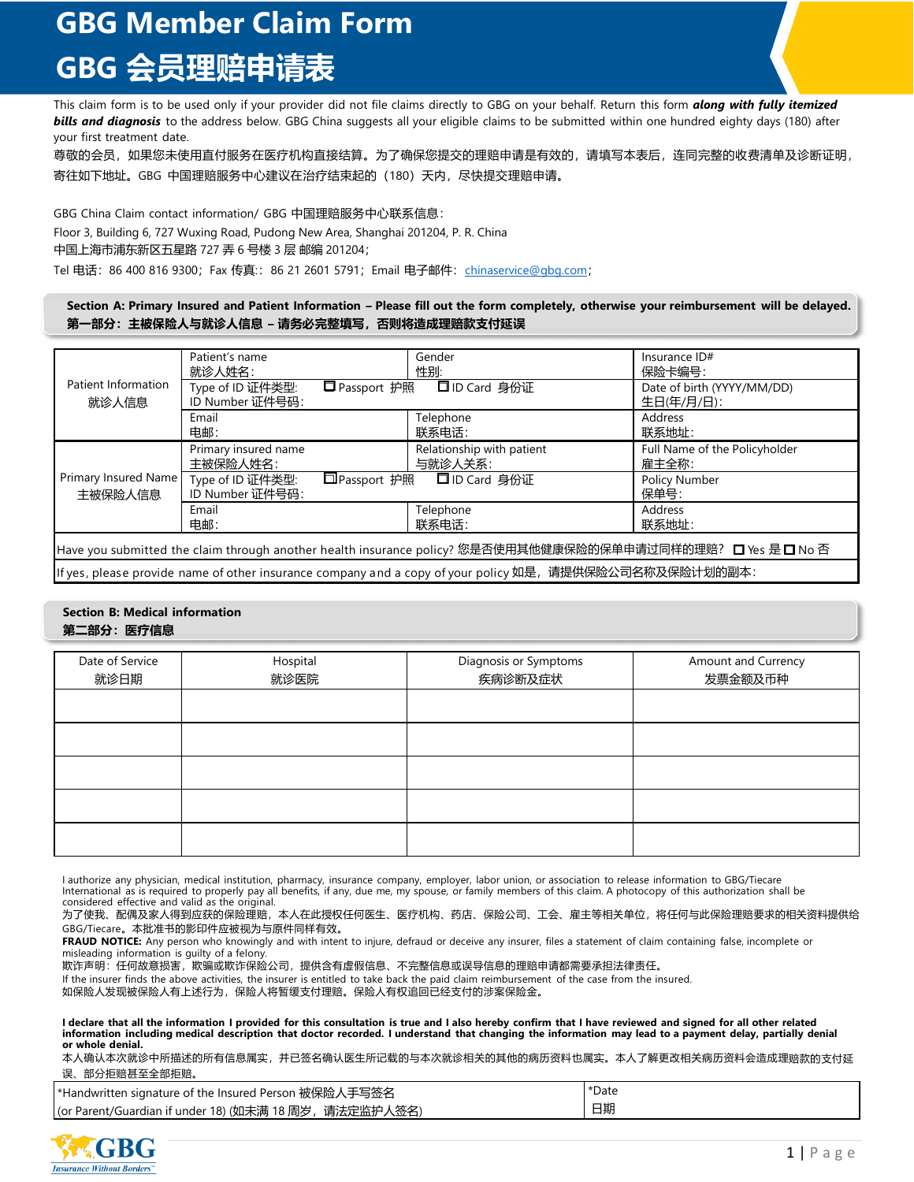# GBG Member Claim Form

# GBG 会员理赔申请表

This claim form is to be used only if your provider did not file claims directly to GBG on your behalf. Return this form ***along with fully itemized bills and diagnosis*** to the address below. GBG China suggests all your eligible claims to be submitted within one hundred eighty days (180) after your first treatment date.

尊敬的会员，如果您未使用直付服务在医疗机构直接结算。为了确保您提交的理赔申请是有效的，请填写本表后，连同完整的收费清单及诊断证明，寄往如下地址。GBG 中国理赔服务中心建议在治疗结束起的（180）天内，尽快提交理赔申请。

GBG China Claim contact information/ GBG 中国理赔服务中心联系信息：

Floor 3, Building 6, 727 Wuxing Road, Pudong New Area, Shanghai 201204, P. R. China

中国上海市浦东新区五星路 727 弄 6 号楼 3 层 邮编 201204；

Tel 电话：86 400 816 9300；Fax 传真:：86 21 2601 5791；Email 电子邮件：chinaservice@gbg.com；

## Section A: Primary Insured and Patient Information – Please fill out the form completely, otherwise your reimbursement will be delayed.

## 第一部分：主被保险人与就诊人信息 – 请务必完整填写，否则将造成理赔款支付延误

| | | | |
|---|---|---|---|
| Patient Information 就诊人信息 | Patient's name 就诊人姓名: | Gender 性别: | Insurance ID# 保险卡编号: |
| | Type of ID 证件类型: ☐ Passport 护照 ☐ ID Card 身份证 ID Number 证件号码: | | Date of birth (YYYY/MM/DD) 生日(年/月/日): |
| | Email 电邮: | Telephone 联系电话: | Address 联系地址: |
| Primary Insured Name 主被保险人信息 | Primary insured name 主被保险人姓名: | Relationship with patient 与就诊人关系: | Full Name of the Policyholder 雇主全称: |
| | Type of ID 证件类型: ☐ Passport 护照 ☐ ID Card 身份证 ID Number 证件号码: | | Policy Number 保单号: |
| | Email 电邮: | Telephone 联系电话: | Address 联系地址: |
| Have you submitted the claim through another health insurance policy? 您是否使用其他健康保险的保单申请过同样的理赔？ ☐ Yes 是 ☐ No 否 | | | |
| If yes, please provide name of other insurance company and a copy of your policy 如是，请提供保险公司名称及保险计划的副本: | | | |

## Section B: Medical information

## 第二部分：医疗信息

| Date of Service 就诊日期 | Hospital 就诊医院 | Diagnosis or Symptoms 疾病诊断及症状 | Amount and Currency 发票金额及币种 |
|---|---|---|---|
| | | | |
| | | | |
| | | | |
| | | | |
| | | | |

I authorize any physician, medical institution, pharmacy, insurance company, employer, labor union, or association to release information to GBG/Tiecare International as is required to properly pay all benefits, if any, due me, my spouse, or family members of this claim. A photocopy of this authorization shall be considered effective and valid as the original.

为了使我、配偶及家人得到应获的保险理赔，本人在此授权任何医生、医疗机构、药店、保险公司、工会、雇主等相关单位，将任何与此保险理赔要求的相关资料提供给 GBG/Tiecare。本批准书的影印件应被视为与原件同样有效。

**FRAUD NOTICE:** Any person who knowingly and with intent to injure, defraud or deceive any insurer, files a statement of claim containing false, incomplete or misleading information is guilty of a felony.

欺诈声明：任何故意损害，欺骗或欺诈保险公司，提供含有虚假信息、不完整信息或误导信息的理赔申请都需要承担法律责任。

If the insurer finds the above activities, the insurer is entitled to take back the paid claim reimbursement of the case from the insured.

如保险人发现被保险人有上述行为，保险人将暂缓支付理赔。保险人有权追回已经支付的涉案保险金。

**I declare that all the information I provided for this consultation is true and I also hereby confirm that I have reviewed and signed for all other related information including medical description that doctor recorded. I understand that changing the information may lead to a payment delay, partially denial or whole denial.**

本人确认本次就诊中所描述的所有信息属实，并已签名确认医生所记载的与本次就诊相关的其他的病历资料也属实。本人了解更改相关病历资料会造成理赔款的支付延误、部分拒赔甚至全部拒赔。

| *Handwritten signature of the Insured Person 被保险人手写签名 (or Parent/Guardian if under 18) (如未满 18 周岁，请法定监护人签名) | *Date 日期 |
|---|---|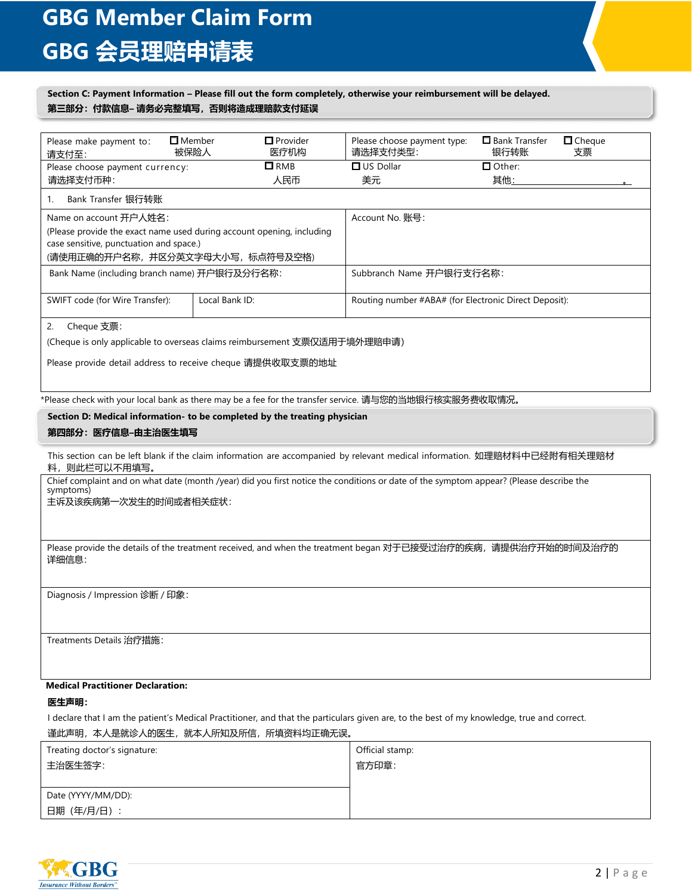# GBG Member Claim Form
# GBG 会员理赔申请表

**Section C: Payment Information – Please fill out the form completely, otherwise your reimbursement will be delayed.**
**第三部分：付款信息– 请务必完整填写，否则将造成理赔款支付延误**

| | | | | | |
|---|---|---|---|---|---|
| Please make payment to: 请支付至: | ☐ Member 被保险人 | ☐ Provider 医疗机构 | Please choose payment type: 请选择支付类型: | ☐ Bank Transfer 银行转账 | ☐ Cheque 支票 |
| Please choose payment currency: 请选择支付币种: | | ☐ RMB 人民币 | ☐ US Dollar 美元 | ☐ Other: 其他:\_\_\_\_\_\_\_\_\_\_。 | |
| 1. Bank Transfer 银行转账 | | | | | |
| Name on account 开户人姓名: (Please provide the exact name used during account opening, including case sensitive, punctuation and space.) (请使用正确的开户名称，并区分英文字母大小写，标点符号及空格) | | | Account No. 账号: | | |
| Bank Name (including branch name) 开户银行及分行名称: | | | Subbranch Name 开户银行支行名称: | | |
| SWIFT code (for Wire Transfer): | Local Bank ID: | | Routing number #ABA# (for Electronic Direct Deposit): | | |
| 2. Cheque 支票: (Cheque is only applicable to overseas claims reimbursement 支票仅适用于境外理赔申请) Please provide detail address to receive cheque 请提供收取支票的地址 | | | | | |

*Please check with your local bank as there may be a fee for the transfer service. 请与您的当地银行核实服务费收取情况。

**Section D: Medical information- to be completed by the treating physician**
**第四部分：医疗信息–由主治医生填写**

This section can be left blank if the claim information are accompanied by relevant medical information. 如理赔材料中已经附有相关理赔材料，则此栏可以不用填写。

| |
|---|
| Chief complaint and on what date (month /year) did you first notice the conditions or date of the symptom appear? (Please describe the symptoms) 主诉及该疾病第一次发生的时间或者相关症状: |
| Please provide the details of the treatment received, and when the treatment began 对于已接受过治疗的疾病，请提供治疗开始的时间及治疗的详细信息: |
| Diagnosis / Impression 诊断 / 印象: |
| Treatments Details 治疗措施: |

**Medical Practitioner Declaration:**

**医生声明:**

I declare that I am the patient's Medical Practitioner, and that the particulars given are, to the best of my knowledge, true and correct.
谨此声明，本人是就诊人的医生，就本人所知及所信，所填资料均正确无误。

| | |
|---|---|
| Treating doctor's signature: 主治医生签字: | Official stamp: 官方印章: |
| Date (YYYY/MM/DD): 日期（年/月/日）: | |